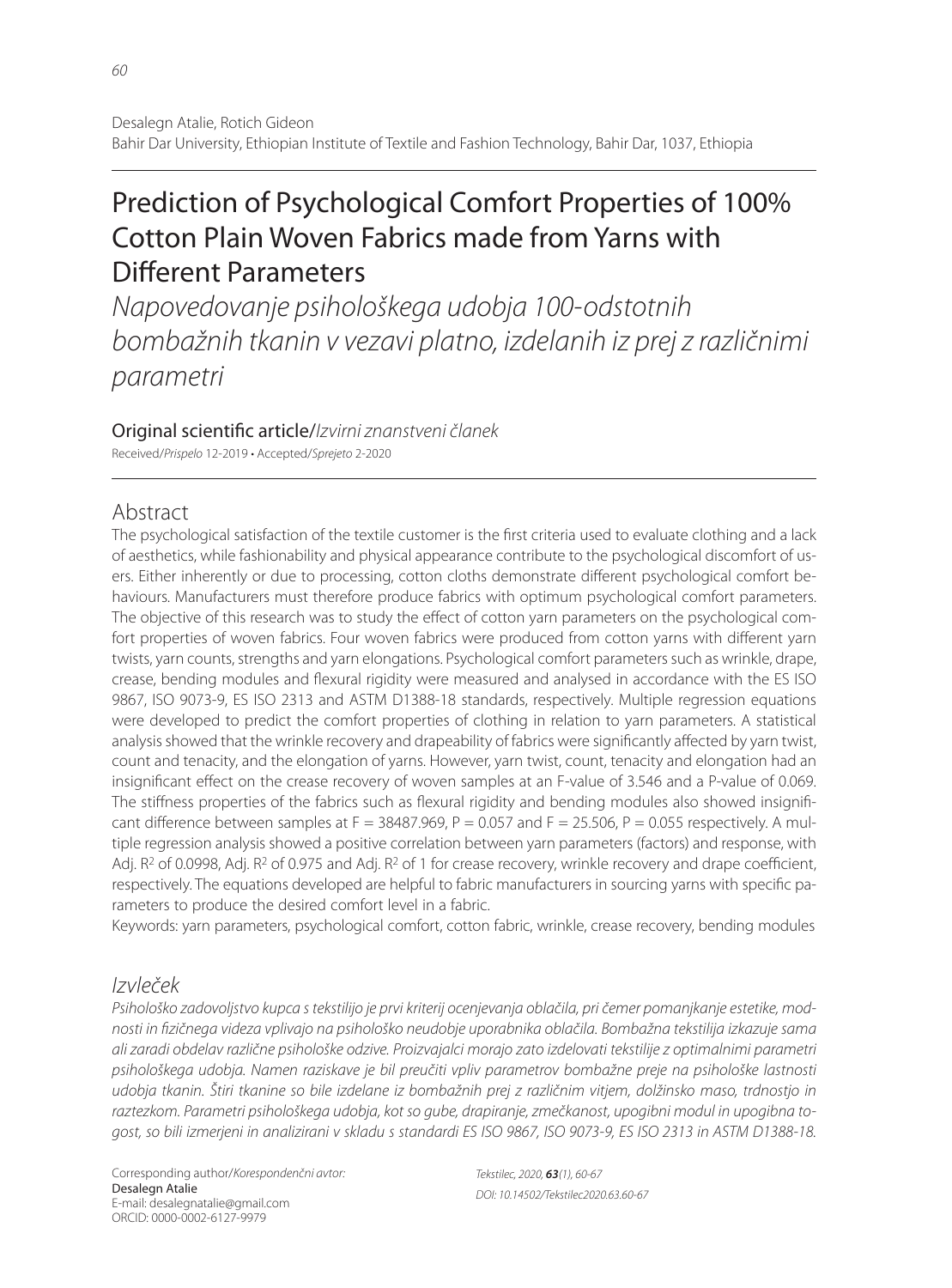Desalegn Atalie, Rotich Gideon
Bahir Dar University, Ethiopian Institute of Textile and Fashion Technology, Bahir Dar, 1037, Ethiopia

# Prediction of Psychological Comfort Properties of 100% Cotton Plain Woven Fabrics made from Yarns with Different Parameters

*Napovedovanje psihološkega udobja 100-odstotnih bombažnih tkanin v vezavi platno, izdelanih iz prej z različnimi parametri*

Original scientific article/*Izvirni znanstveni članek*

Received/*Prispelo* 12-2019 • Accepted/*Sprejeto* 2-2020

## Abstract

The psychological satisfaction of the textile customer is the first criteria used to evaluate clothing and a lack of aesthetics, while fashionability and physical appearance contribute to the psychological discomfort of users. Either inherently or due to processing, cotton cloths demonstrate different psychological comfort behaviours. Manufacturers must therefore produce fabrics with optimum psychological comfort parameters. The objective of this research was to study the effect of cotton yarn parameters on the psychological comfort properties of woven fabrics. Four woven fabrics were produced from cotton yarns with different yarn twists, yarn counts, strengths and yarn elongations. Psychological comfort parameters such as wrinkle, drape, crease, bending modules and flexural rigidity were measured and analysed in accordance with the ES ISO 9867, ISO 9073-9, ES ISO 2313 and ASTM D1388-18 standards, respectively. Multiple regression equations were developed to predict the comfort properties of clothing in relation to yarn parameters. A statistical analysis showed that the wrinkle recovery and drapeability of fabrics were significantly affected by yarn twist, count and tenacity, and the elongation of yarns. However, yarn twist, count, tenacity and elongation had an insignificant effect on the crease recovery of woven samples at an F-value of 3.546 and a P-value of 0.069. The stiffness properties of the fabrics such as flexural rigidity and bending modules also showed insignificant difference between samples at $F = 38487.969$, $P = 0.057$ and $F = 25.506$, $P = 0.055$ respectively. A multiple regression analysis showed a positive correlation between yarn parameters (factors) and response, with Adj. $R^2$ of 0.0998, Adj. $R^2$ of 0.975 and Adj. $R^2$ of 1 for crease recovery, wrinkle recovery and drape coefficient, respectively. The equations developed are helpful to fabric manufacturers in sourcing yarns with specific parameters to produce the desired comfort level in a fabric.

Keywords: yarn parameters, psychological comfort, cotton fabric, wrinkle, crease recovery, bending modules

## *Izvleček*

*Psihološko zadovoljstvo kupca s tekstilijo je prvi kriterij ocenjevanja oblačila, pri čemer pomanjkanje estetike, modnosti in fizičnega videza vplivajo na psihološko neudobje uporabnika oblačila. Bombažna tekstilija izkazuje sama ali zaradi obdelav različne psihološke odzive. Proizvajalci morajo zato izdelovati tekstilije z optimalnimi parametri psihološkega udobja. Namen raziskave je bil preučiti vpliv parametrov bombažne preje na psihološke lastnosti udobja tkanin. Štiri tkanine so bile izdelane iz bombažnih prej z različnim vitjem, dolžinsko maso, trdnostjo in raztezkom. Parametri psihološkega udobja, kot so gube, drapiranje, zmečkanost, upogibni modul in upogibna togost, so bili izmerjeni in analizirani v skladu s standardi ES ISO 9867, ISO 9073-9, ES ISO 2313 in ASTM D1388-18.*

Corresponding author/*Korespondenčni avtor:*
Desalegn Atalie
E-mail: desalegnatalie@gmail.com
ORCID: 0000-0002-6127-9979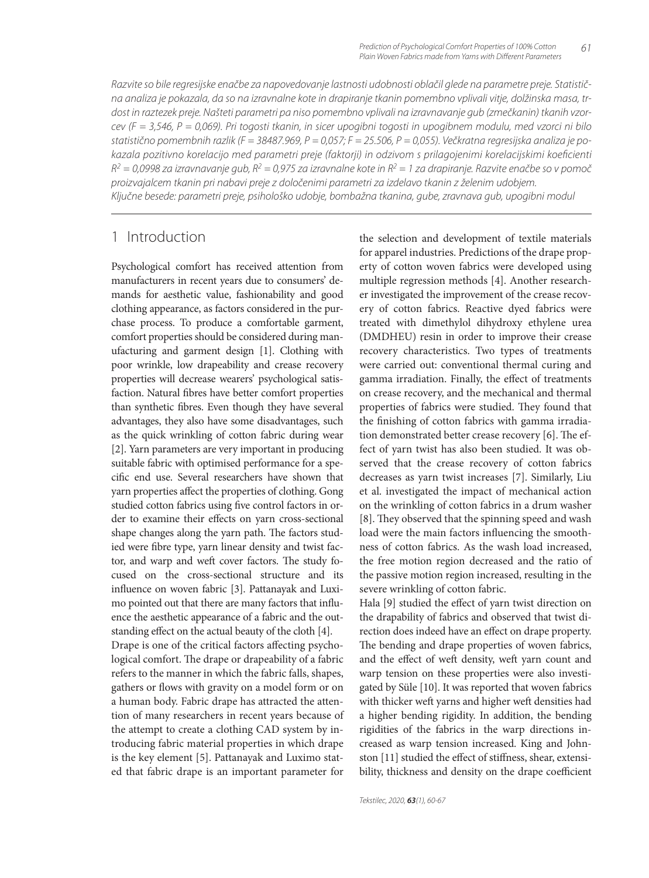*Razvite so bile regresijske enačbe za napovedovanje lastnosti udobnosti oblačil glede na parametre preje. Statistična analiza je pokazala, da so na izravnalne kote in drapiranje tkanin pomembno vplivali vitje, dolžinska masa, trdost in raztezek preje. Našteti parametri pa niso pomembno vplivali na izravnavanje gub (zmečkanin) tkanih vzorcev (F = 3,546, P = 0,069). Pri togosti tkanin, in sicer upogibni togosti in upogibnem modulu, med vzorci ni bilo statistično pomembnih razlik (F = 38487.969, P = 0,057; F = 25.506, P = 0,055). Večkratna regresijska analiza je pokazala pozitivno korelacijo med parametri preje (faktorji) in odzivom s prilagojenimi korelacijskimi koeficienti $R^2$ = 0,0998 za izravnavanje gub, $R^2$ = 0,975 za izravnalne kote in $R^2$ = 1 za drapiranje. Razvite enačbe so v pomoč proizvajalcem tkanin pri nabavi preje z določenimi parametri za izdelavo tkanin z želenim udobjem.*
*Ključne besede: parametri preje, psihološko udobje, bombažna tkanina, gube, zravnava gub, upogibni modul*

## 1 Introduction

Psychological comfort has received attention from manufacturers in recent years due to consumers' demands for aesthetic value, fashionability and good clothing appearance, as factors considered in the purchase process. To produce a comfortable garment, comfort properties should be considered during manufacturing and garment design [1]. Clothing with poor wrinkle, low drapeability and crease recovery properties will decrease wearers' psychological satisfaction. Natural fibres have better comfort properties than synthetic fibres. Even though they have several advantages, they also have some disadvantages, such as the quick wrinkling of cotton fabric during wear [2]. Yarn parameters are very important in producing suitable fabric with optimised performance for a specific end use. Several researchers have shown that yarn properties affect the properties of clothing. Gong studied cotton fabrics using five control factors in order to examine their effects on yarn cross-sectional shape changes along the yarn path. The factors studied were fibre type, yarn linear density and twist factor, and warp and weft cover factors. The study focused on the cross-sectional structure and its influence on woven fabric [3]. Pattanayak and Luximo pointed out that there are many factors that influence the aesthetic appearance of a fabric and the outstanding effect on the actual beauty of the cloth [4].

Drape is one of the critical factors affecting psychological comfort. The drape or drapeability of a fabric refers to the manner in which the fabric falls, shapes, gathers or flows with gravity on a model form or on a human body. Fabric drape has attracted the attention of many researchers in recent years because of the attempt to create a clothing CAD system by introducing fabric material properties in which drape is the key element [5]. Pattanayak and Luximo stated that fabric drape is an important parameter for the selection and development of textile materials for apparel industries. Predictions of the drape property of cotton woven fabrics were developed using multiple regression methods [4]. Another researcher investigated the improvement of the crease recovery of cotton fabrics. Reactive dyed fabrics were treated with dimethylol dihydroxy ethylene urea (DMDHEU) resin in order to improve their crease recovery characteristics. Two types of treatments were carried out: conventional thermal curing and gamma irradiation. Finally, the effect of treatments on crease recovery, and the mechanical and thermal properties of fabrics were studied. They found that the finishing of cotton fabrics with gamma irradiation demonstrated better crease recovery [6]. The effect of yarn twist has also been studied. It was observed that the crease recovery of cotton fabrics decreases as yarn twist increases [7]. Similarly, Liu et al. investigated the impact of mechanical action on the wrinkling of cotton fabrics in a drum washer [8]. They observed that the spinning speed and wash load were the main factors influencing the smoothness of cotton fabrics. As the wash load increased, the free motion region decreased and the ratio of the passive motion region increased, resulting in the severe wrinkling of cotton fabric.

Hala [9] studied the effect of yarn twist direction on the drapability of fabrics and observed that twist direction does indeed have an effect on drape property. The bending and drape properties of woven fabrics, and the effect of weft density, weft yarn count and warp tension on these properties were also investigated by Süle [10]. It was reported that woven fabrics with thicker weft yarns and higher weft densities had a higher bending rigidity. In addition, the bending rigidities of the fabrics in the warp directions increased as warp tension increased. King and Johnston [11] studied the effect of stiffness, shear, extensibility, thickness and density on the drape coefficient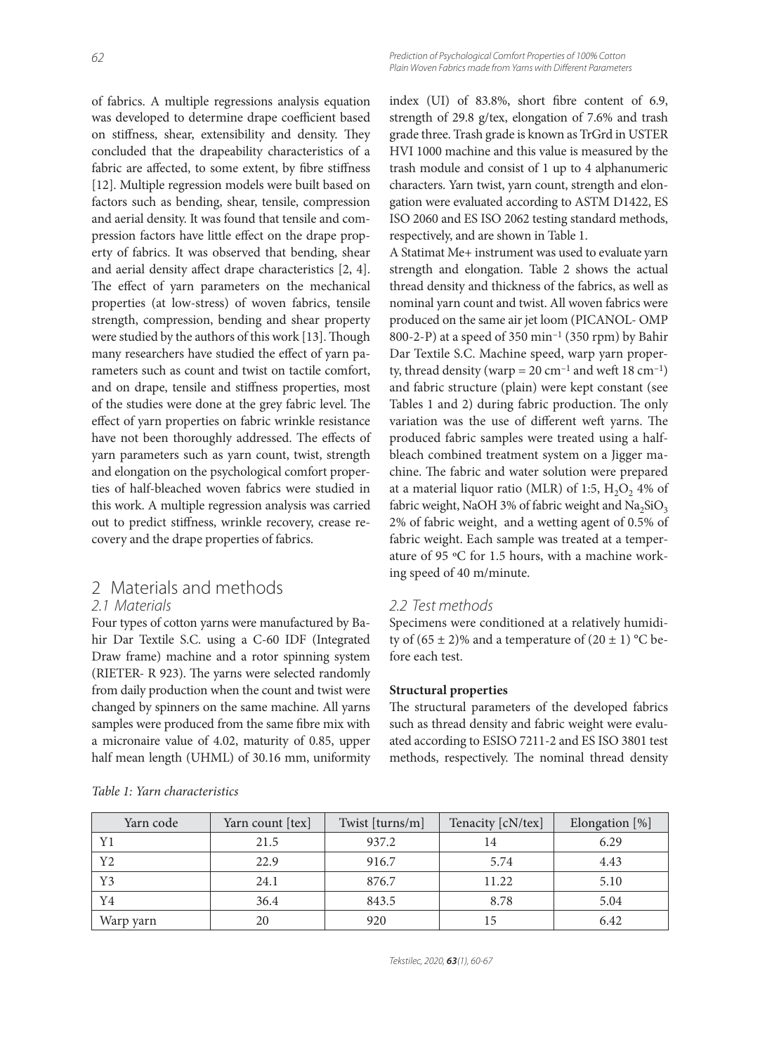of fabrics. A multiple regressions analysis equation was developed to determine drape coefficient based on stiffness, shear, extensibility and density. They concluded that the drapeability characteristics of a fabric are affected, to some extent, by fibre stiffness [12]. Multiple regression models were built based on factors such as bending, shear, tensile, compression and aerial density. It was found that tensile and compression factors have little effect on the drape property of fabrics. It was observed that bending, shear and aerial density affect drape characteristics [2, 4]. The effect of yarn parameters on the mechanical properties (at low-stress) of woven fabrics, tensile strength, compression, bending and shear property were studied by the authors of this work [13]. Though many researchers have studied the effect of yarn parameters such as count and twist on tactile comfort, and on drape, tensile and stiffness properties, most of the studies were done at the grey fabric level. The effect of yarn properties on fabric wrinkle resistance have not been thoroughly addressed. The effects of yarn parameters such as yarn count, twist, strength and elongation on the psychological comfort properties of half-bleached woven fabrics were studied in this work. A multiple regression analysis was carried out to predict stiffness, wrinkle recovery, crease recovery and the drape properties of fabrics.

## 2 Materials and methods

### 2.1 Materials

Four types of cotton yarns were manufactured by Bahir Dar Textile S.C. using a C-60 IDF (Integrated Draw frame) machine and a rotor spinning system (RIETER- R 923). The yarns were selected randomly from daily production when the count and twist were changed by spinners on the same machine. All yarns samples were produced from the same fibre mix with a micronaire value of 4.02, maturity of 0.85, upper half mean length (UHML) of 30.16 mm, uniformity index (UI) of 83.8%, short fibre content of 6.9, strength of 29.8 g/tex, elongation of 7.6% and trash grade three. Trash grade is known as TrGrd in USTER HVI 1000 machine and this value is measured by the trash module and consist of 1 up to 4 alphanumeric characters. Yarn twist, yarn count, strength and elongation were evaluated according to ASTM D1422, ES ISO 2060 and ES ISO 2062 testing standard methods, respectively, and are shown in Table 1.

A Statimat Me+ instrument was used to evaluate yarn strength and elongation. Table 2 shows the actual thread density and thickness of the fabrics, as well as nominal yarn count and twist. All woven fabrics were produced on the same air jet loom (PICANOL- OMP 800-2-P) at a speed of 350 min$^{-1}$ (350 rpm) by Bahir Dar Textile S.C. Machine speed, warp yarn property, thread density (warp = 20 cm$^{-1}$ and weft 18 cm$^{-1}$) and fabric structure (plain) were kept constant (see Tables 1 and 2) during fabric production. The only variation was the use of different weft yarns. The produced fabric samples were treated using a half-bleach combined treatment system on a Jigger machine. The fabric and water solution were prepared at a material liquor ratio (MLR) of 1:5, $H_2O_2$ 4% of fabric weight, NaOH 3% of fabric weight and $Na_2SiO_3$ 2% of fabric weight, and a wetting agent of 0.5% of fabric weight. Each sample was treated at a temperature of 95 °C for 1.5 hours, with a machine working speed of 40 m/minute.

### 2.2 Test methods

Specimens were conditioned at a relatively humidity of (65 ± 2)% and a temperature of (20 ± 1) °C before each test.

**Structural properties**

The structural parameters of the developed fabrics such as thread density and fabric weight were evaluated according to ESISO 7211-2 and ES ISO 3801 test methods, respectively. The nominal thread density

*Table 1: Yarn characteristics*

| Yarn code | Yarn count [tex] | Twist [turns/m] | Tenacity [cN/tex] | Elongation [%] |
|---|---|---|---|---|
| Y1 | 21.5 | 937.2 | 14 | 6.29 |
| Y2 | 22.9 | 916.7 | 5.74 | 4.43 |
| Y3 | 24.1 | 876.7 | 11.22 | 5.10 |
| Y4 | 36.4 | 843.5 | 8.78 | 5.04 |
| Warp yarn | 20 | 920 | 15 | 6.42 |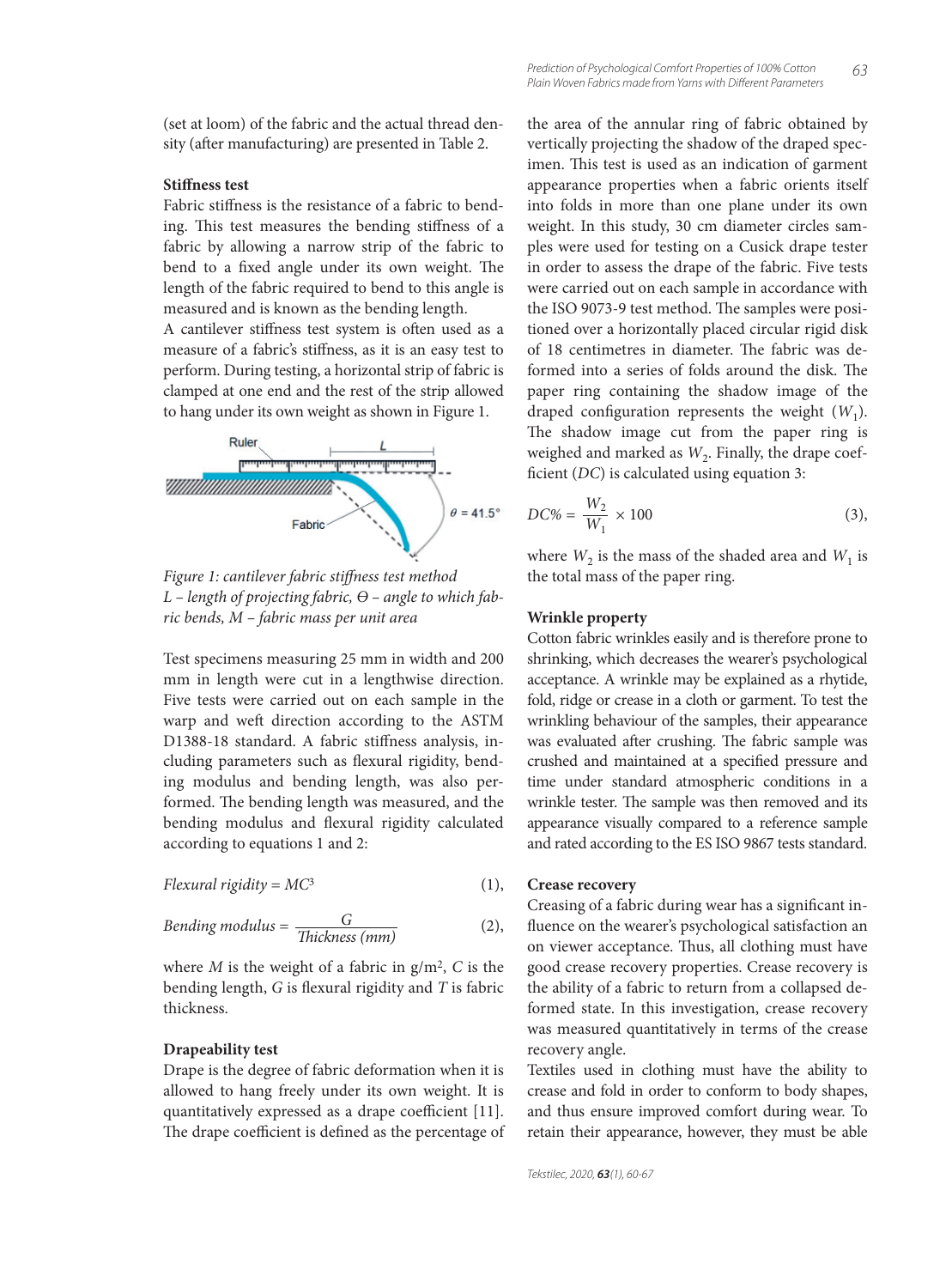(set at loom) of the fabric and the actual thread density (after manufacturing) are presented in Table 2.

**Stiffness test**

Fabric stiffness is the resistance of a fabric to bending. This test measures the bending stiffness of a fabric by allowing a narrow strip of the fabric to bend to a fixed angle under its own weight. The length of the fabric required to bend to this angle is measured and is known as the bending length.

A cantilever stiffness test system is often used as a measure of a fabric's stiffness, as it is an easy test to perform. During testing, a horizontal strip of fabric is clamped at one end and the rest of the strip allowed to hang under its own weight as shown in Figure 1.

*Figure 1: cantilever fabric stiffness test method*
*L – length of projecting fabric, Θ – angle to which fabric bends, M – fabric mass per unit area*

Test specimens measuring 25 mm in width and 200 mm in length were cut in a lengthwise direction. Five tests were carried out on each sample in the warp and weft direction according to the ASTM D1388-18 standard. A fabric stiffness analysis, including parameters such as flexural rigidity, bending modulus and bending length, was also performed. The bending length was measured, and the bending modulus and flexural rigidity calculated according to equations 1 and 2:

$$\text{Flexural rigidity} = MC^3 \quad (1),$$

$$\text{Bending modulus} = \frac{G}{\text{Thickness (mm)}} \quad (2),$$

where $M$ is the weight of a fabric in g/m$^2$, $C$ is the bending length, $G$ is flexural rigidity and $T$ is fabric thickness.

**Drapeability test**

Drape is the degree of fabric deformation when it is allowed to hang freely under its own weight. It is quantitatively expressed as a drape coefficient [11]. The drape coefficient is defined as the percentage of the area of the annular ring of fabric obtained by vertically projecting the shadow of the draped specimen. This test is used as an indication of garment appearance properties when a fabric orients itself into folds in more than one plane under its own weight. In this study, 30 cm diameter circles samples were used for testing on a Cusick drape tester in order to assess the drape of the fabric. Five tests were carried out on each sample in accordance with the ISO 9073-9 test method. The samples were positioned over a horizontally placed circular rigid disk of 18 centimetres in diameter. The fabric was deformed into a series of folds around the disk. The paper ring containing the shadow image of the draped configuration represents the weight ($W_1$). The shadow image cut from the paper ring is weighed and marked as $W_2$. Finally, the drape coefficient ($DC$) is calculated using equation 3:

$$DC\% = \frac{W_2}{W_1} \times 100 \quad (3),$$

where $W_2$ is the mass of the shaded area and $W_1$ is the total mass of the paper ring.

**Wrinkle property**

Cotton fabric wrinkles easily and is therefore prone to shrinking, which decreases the wearer's psychological acceptance. A wrinkle may be explained as a rhytide, fold, ridge or crease in a cloth or garment. To test the wrinkling behaviour of the samples, their appearance was evaluated after crushing. The fabric sample was crushed and maintained at a specified pressure and time under standard atmospheric conditions in a wrinkle tester. The sample was then removed and its appearance visually compared to a reference sample and rated according to the ES ISO 9867 tests standard.

**Crease recovery**

Creasing of a fabric during wear has a significant influence on the wearer's psychological satisfaction an on viewer acceptance. Thus, all clothing must have good crease recovery properties. Crease recovery is the ability of a fabric to return from a collapsed deformed state. In this investigation, crease recovery was measured quantitatively in terms of the crease recovery angle.

Textiles used in clothing must have the ability to crease and fold in order to conform to body shapes, and thus ensure improved comfort during wear. To retain their appearance, however, they must be able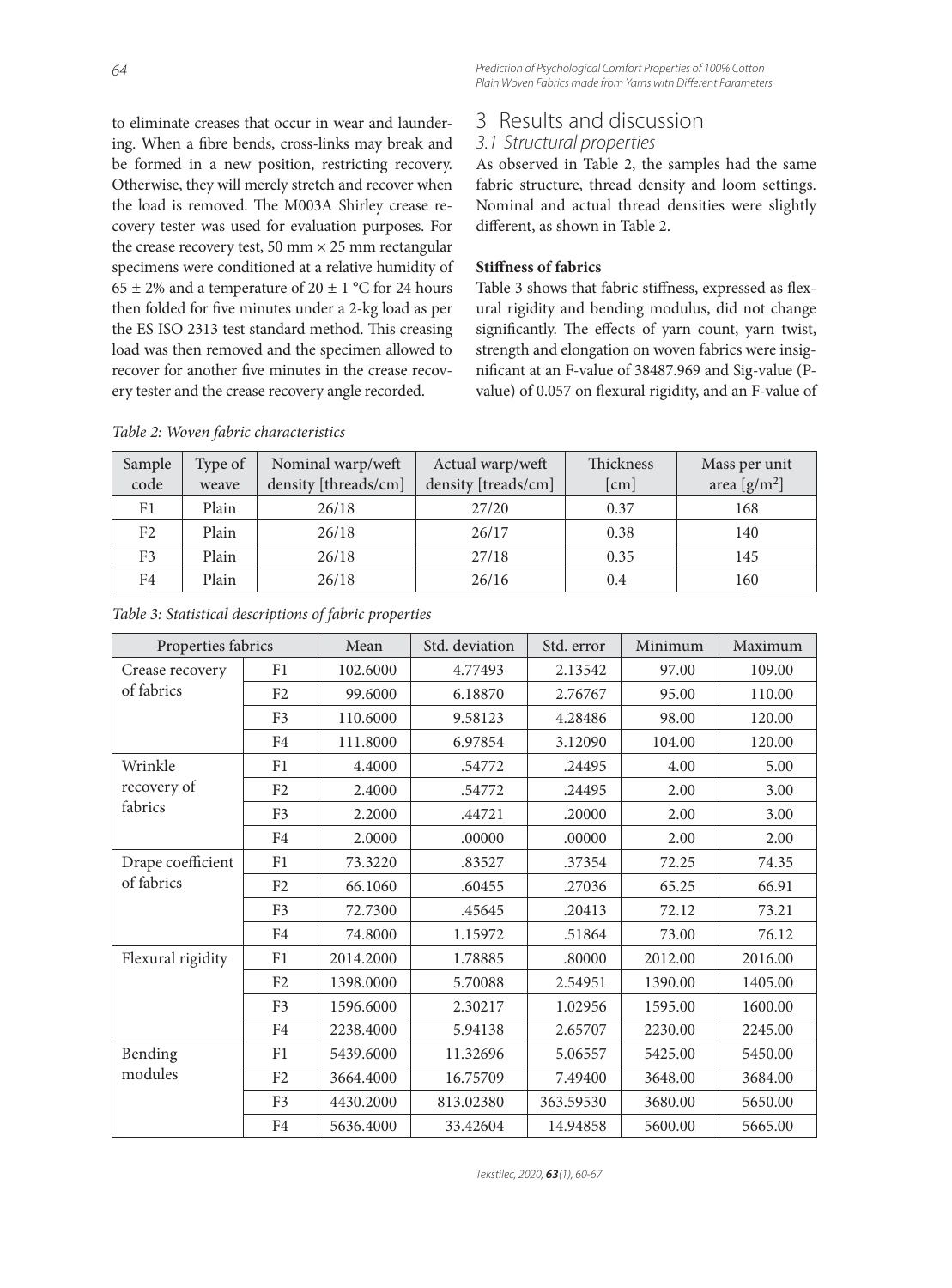to eliminate creases that occur in wear and laundering. When a fibre bends, cross-links may break and be formed in a new position, restricting recovery. Otherwise, they will merely stretch and recover when the load is removed. The M003A Shirley crease recovery tester was used for evaluation purposes. For the crease recovery test, 50 mm × 25 mm rectangular specimens were conditioned at a relative humidity of 65 ± 2% and a temperature of 20 ± 1 °C for 24 hours then folded for five minutes under a 2-kg load as per the ES ISO 2313 test standard method. This creasing load was then removed and the specimen allowed to recover for another five minutes in the crease recovery tester and the crease recovery angle recorded.

# 3 Results and discussion

## 3.1 Structural properties

As observed in Table 2, the samples had the same fabric structure, thread density and loom settings. Nominal and actual thread densities were slightly different, as shown in Table 2.

**Stiffness of fabrics**

Table 3 shows that fabric stiffness, expressed as flexural rigidity and bending modulus, did not change significantly. The effects of yarn count, yarn twist, strength and elongation on woven fabrics were insignificant at an F-value of 38487.969 and Sig-value (P-value) of 0.057 on flexural rigidity, and an F-value of

*Table 2: Woven fabric characteristics*

| Sample code | Type of weave | Nominal warp/weft density [threads/cm] | Actual warp/weft density [treads/cm] | Thickness [cm] | Mass per unit area [g/m$^2$] |
|---|---|---|---|---|---|
| F1 | Plain | 26/18 | 27/20 | 0.37 | 168 |
| F2 | Plain | 26/18 | 26/17 | 0.38 | 140 |
| F3 | Plain | 26/18 | 27/18 | 0.35 | 145 |
| F4 | Plain | 26/18 | 26/16 | 0.4 | 160 |

*Table 3: Statistical descriptions of fabric properties*

| Properties fabrics | | Mean | Std. deviation | Std. error | Minimum | Maximum |
|---|---|---|---|---|---|---|
| Crease recovery of fabrics | F1 | 102.6000 | 4.77493 | 2.13542 | 97.00 | 109.00 |
| | F2 | 99.6000 | 6.18870 | 2.76767 | 95.00 | 110.00 |
| | F3 | 110.6000 | 9.58123 | 4.28486 | 98.00 | 120.00 |
| | F4 | 111.8000 | 6.97854 | 3.12090 | 104.00 | 120.00 |
| Wrinkle recovery of fabrics | F1 | 4.4000 | .54772 | .24495 | 4.00 | 5.00 |
| | F2 | 2.4000 | .54772 | .24495 | 2.00 | 3.00 |
| | F3 | 2.2000 | .44721 | .20000 | 2.00 | 3.00 |
| | F4 | 2.0000 | .00000 | .00000 | 2.00 | 2.00 |
| Drape coefficient of fabrics | F1 | 73.3220 | .83527 | .37354 | 72.25 | 74.35 |
| | F2 | 66.1060 | .60455 | .27036 | 65.25 | 66.91 |
| | F3 | 72.7300 | .45645 | .20413 | 72.12 | 73.21 |
| | F4 | 74.8000 | 1.15972 | .51864 | 73.00 | 76.12 |
| Flexural rigidity | F1 | 2014.2000 | 1.78885 | .80000 | 2012.00 | 2016.00 |
| | F2 | 1398.0000 | 5.70088 | 2.54951 | 1390.00 | 1405.00 |
| | F3 | 1596.6000 | 2.30217 | 1.02956 | 1595.00 | 1600.00 |
| | F4 | 2238.4000 | 5.94138 | 2.65707 | 2230.00 | 2245.00 |
| Bending modules | F1 | 5439.6000 | 11.32696 | 5.06557 | 5425.00 | 5450.00 |
| | F2 | 3664.4000 | 16.75709 | 7.49400 | 3648.00 | 3684.00 |
| | F3 | 4430.2000 | 813.02380 | 363.59530 | 3680.00 | 5650.00 |
| | F4 | 5636.4000 | 33.42604 | 14.94858 | 5600.00 | 5665.00 |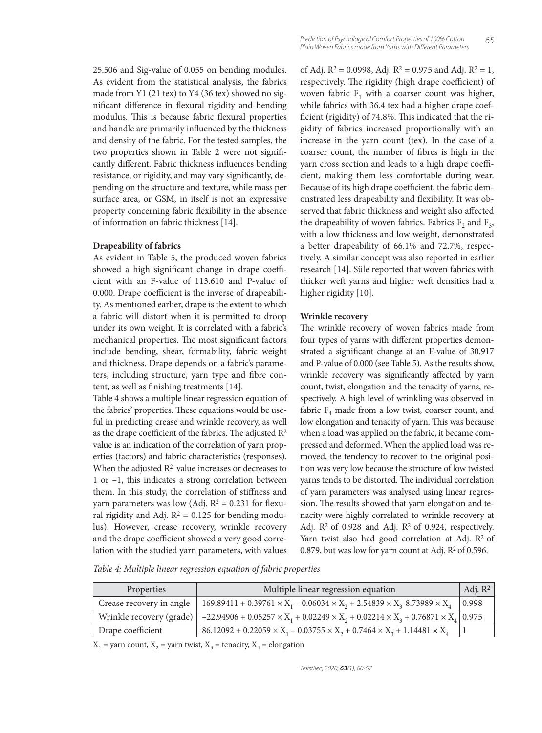25.506 and Sig-value of 0.055 on bending modules. As evident from the statistical analysis, the fabrics made from Y1 (21 tex) to Y4 (36 tex) showed no significant difference in flexural rigidity and bending modulus. This is because fabric flexural properties and handle are primarily influenced by the thickness and density of the fabric. For the tested samples, the two properties shown in Table 2 were not significantly different. Fabric thickness influences bending resistance, or rigidity, and may vary significantly, depending on the structure and texture, while mass per surface area, or GSM, in itself is not an expressive property concerning fabric flexibility in the absence of information on fabric thickness [14].

**Drapeability of fabrics**

As evident in Table 5, the produced woven fabrics showed a high significant change in drape coefficient with an F-value of 113.610 and P-value of 0.000. Drape coefficient is the inverse of drapeability. As mentioned earlier, drape is the extent to which a fabric will distort when it is permitted to droop under its own weight. It is correlated with a fabric's mechanical properties. The most significant factors include bending, shear, formability, fabric weight and thickness. Drape depends on a fabric's parameters, including structure, yarn type and fibre content, as well as finishing treatments [14].

Table 4 shows a multiple linear regression equation of the fabrics' properties. These equations would be useful in predicting crease and wrinkle recovery, as well as the drape coefficient of the fabrics. The adjusted $R^2$ value is an indication of the correlation of yarn properties (factors) and fabric characteristics (responses). When the adjusted $R^2$ value increases or decreases to 1 or −1, this indicates a strong correlation between them. In this study, the correlation of stiffness and yarn parameters was low (Adj. $R^2 = 0.231$ for flexural rigidity and Adj. $R^2 = 0.125$ for bending modulus). However, crease recovery, wrinkle recovery and the drape coefficient showed a very good correlation with the studied yarn parameters, with values of Adj. $R^2 = 0.0998$, Adj. $R^2 = 0.975$ and Adj. $R^2 = 1$, respectively. The rigidity (high drape coefficient) of woven fabric $F_1$ with a coarser count was higher, while fabrics with 36.4 tex had a higher drape coefficient (rigidity) of 74.8%. This indicated that the rigidity of fabrics increased proportionally with an increase in the yarn count (tex). In the case of a coarser count, the number of fibres is high in the yarn cross section and leads to a high drape coefficient, making them less comfortable during wear. Because of its high drape coefficient, the fabric demonstrated less drapeability and flexibility. It was observed that fabric thickness and weight also affected the drapeability of woven fabrics. Fabrics $F_2$ and $F_3$, with a low thickness and low weight, demonstrated a better drapeability of 66.1% and 72.7%, respectively. A similar concept was also reported in earlier research [14]. Süle reported that woven fabrics with thicker weft yarns and higher weft densities had a higher rigidity [10].

**Wrinkle recovery**

The wrinkle recovery of woven fabrics made from four types of yarns with different properties demonstrated a significant change at an F-value of 30.917 and P-value of 0.000 (see Table 5). As the results show, wrinkle recovery was significantly affected by yarn count, twist, elongation and the tenacity of yarns, respectively. A high level of wrinkling was observed in fabric $F_4$ made from a low twist, coarser count, and low elongation and tenacity of yarn. This was because when a load was applied on the fabric, it became compressed and deformed. When the applied load was removed, the tendency to recover to the original position was very low because the structure of low twisted yarns tends to be distorted. The individual correlation of yarn parameters was analysed using linear regression. The results showed that yarn elongation and tenacity were highly correlated to wrinkle recovery at Adj. $R^2$ of 0.928 and Adj. $R^2$ of 0.924, respectively. Yarn twist also had good correlation at Adj. $R^2$ of 0.879, but was low for yarn count at Adj. $R^2$ of 0.596.

*Table 4: Multiple linear regression equation of fabric properties*

| Properties | Multiple linear regression equation | Adj. $R^2$ |
|---|---|---|
| Crease recovery in angle | $169.89411 + 0.39761 \times X_1 - 0.06034 \times X_2 + 2.54839 \times X_3 - 8.73989 \times X_4$ | 0.998 |
| Wrinkle recovery (grade) | $-22.94906 + 0.05257 \times X_1 + 0.02249 \times X_2 + 0.02214 \times X_3 + 0.76871 \times X_4$ | 0.975 |
| Drape coefficient | $86.12092 + 0.22059 \times X_1 - 0.03755 \times X_2 + 0.7464 \times X_3 + 1.14481 \times X_4$ | 1 |

$X_1$ = yarn count, $X_2$ = yarn twist, $X_3$ = tenacity, $X_4$ = elongation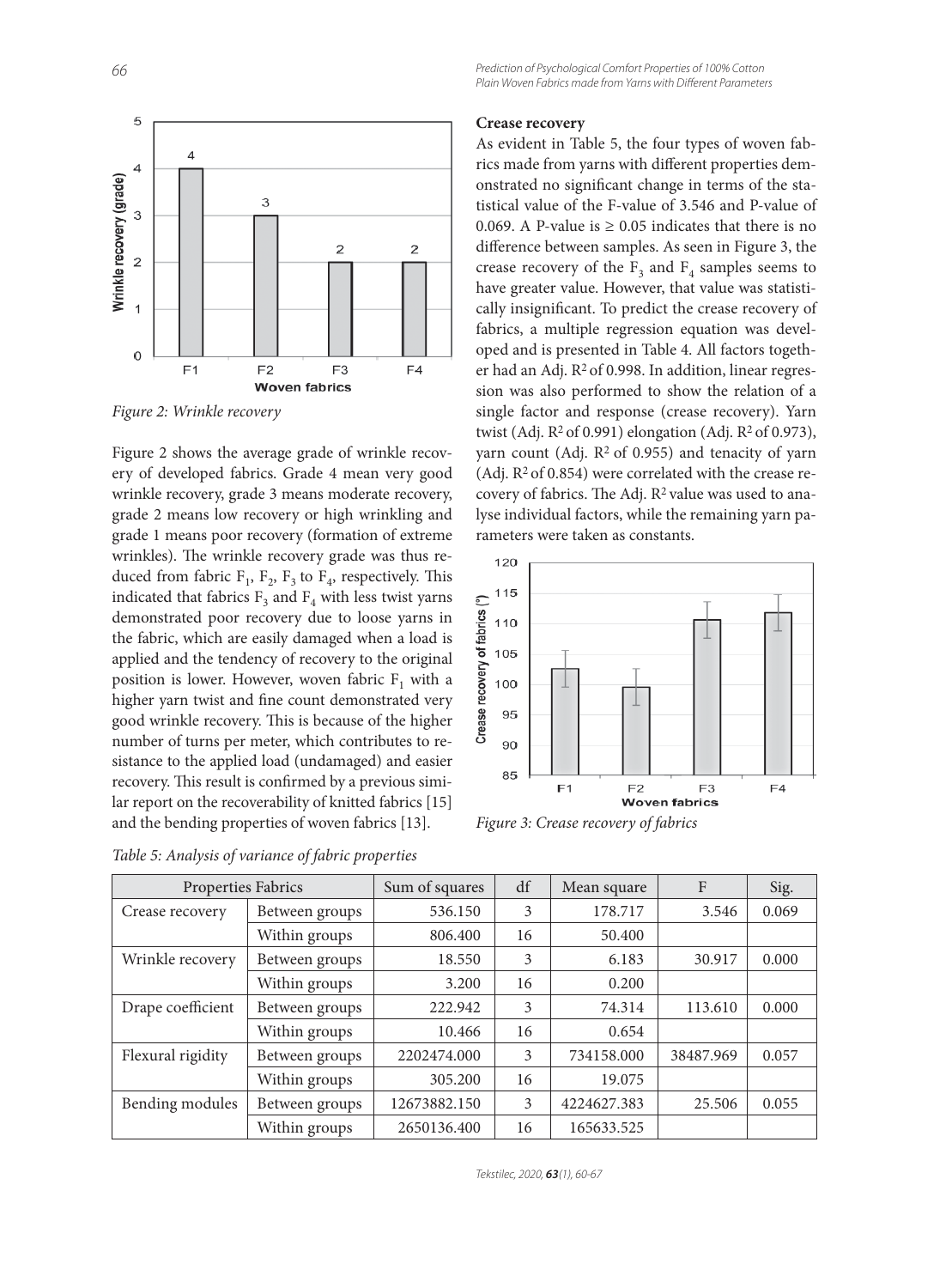Figure 2: Wrinkle recovery

Figure 2 shows the average grade of wrinkle recovery of developed fabrics. Grade 4 mean very good wrinkle recovery, grade 3 means moderate recovery, grade 2 means low recovery or high wrinkling and grade 1 means poor recovery (formation of extreme wrinkles). The wrinkle recovery grade was thus reduced from fabric $F_1$, $F_2$, $F_3$ to $F_4$, respectively. This indicated that fabrics $F_3$ and $F_4$ with less twist yarns demonstrated poor recovery due to loose yarns in the fabric, which are easily damaged when a load is applied and the tendency of recovery to the original position is lower. However, woven fabric $F_1$ with a higher yarn twist and fine count demonstrated very good wrinkle recovery. This is because of the higher number of turns per meter, which contributes to resistance to the applied load (undamaged) and easier recovery. This result is confirmed by a previous similar report on the recoverability of knitted fabrics [15] and the bending properties of woven fabrics [13].

### Crease recovery

As evident in Table 5, the four types of woven fabrics made from yarns with different properties demonstrated no significant change in terms of the statistical value of the F-value of 3.546 and P-value of 0.069. A P-value is $\geq 0.05$ indicates that there is no difference between samples. As seen in Figure 3, the crease recovery of the $F_3$ and $F_4$ samples seems to have greater value. However, that value was statistically insignificant. To predict the crease recovery of fabrics, a multiple regression equation was developed and is presented in Table 4. All factors together had an Adj. $R^2$ of 0.998. In addition, linear regression was also performed to show the relation of a single factor and response (crease recovery). Yarn twist (Adj. $R^2$ of 0.991) elongation (Adj. $R^2$ of 0.973), yarn count (Adj. $R^2$ of 0.955) and tenacity of yarn (Adj. $R^2$ of 0.854) were correlated with the crease recovery of fabrics. The Adj. $R^2$ value was used to analyse individual factors, while the remaining yarn parameters were taken as constants.

Figure 3: Crease recovery of fabrics

Table 5: Analysis of variance of fabric properties

| Properties | Fabrics | Sum of squares | df | Mean square | F | Sig. |
|---|---|---|---|---|---|---|
| Crease recovery | Between groups | 536.150 | 3 | 178.717 | 3.546 | 0.069 |
| | Within groups | 806.400 | 16 | 50.400 | | |
| Wrinkle recovery | Between groups | 18.550 | 3 | 6.183 | 30.917 | 0.000 |
| | Within groups | 3.200 | 16 | 0.200 | | |
| Drape coefficient | Between groups | 222.942 | 3 | 74.314 | 113.610 | 0.000 |
| | Within groups | 10.466 | 16 | 0.654 | | |
| Flexural rigidity | Between groups | 2202474.000 | 3 | 734158.000 | 38487.969 | 0.057 |
| | Within groups | 305.200 | 16 | 19.075 | | |
| Bending modules | Between groups | 12673882.150 | 3 | 4224627.383 | 25.506 | 0.055 |
| | Within groups | 2650136.400 | 16 | 165633.525 | | |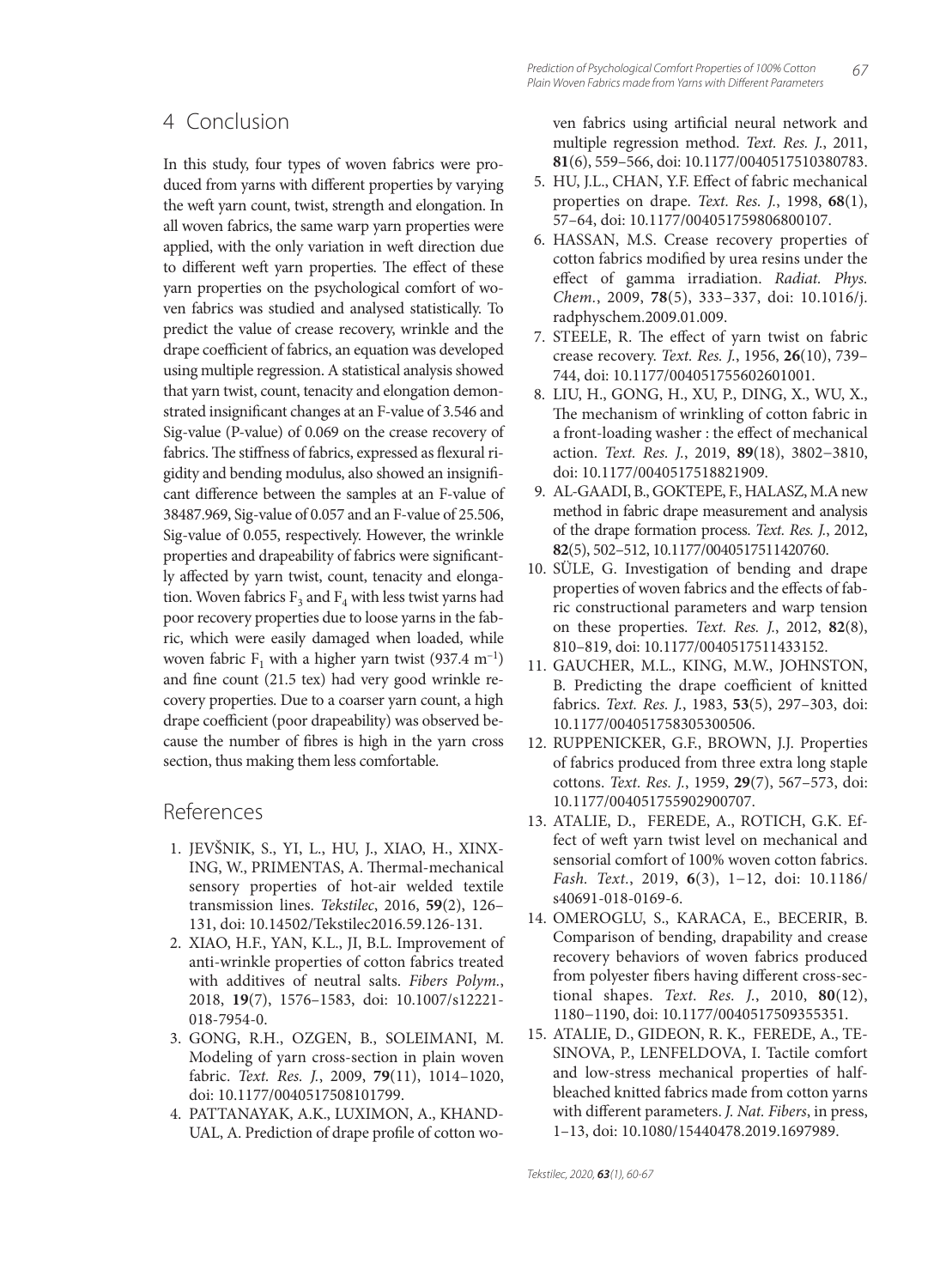## 4 Conclusion

In this study, four types of woven fabrics were produced from yarns with different properties by varying the weft yarn count, twist, strength and elongation. In all woven fabrics, the same warp yarn properties were applied, with the only variation in weft direction due to different weft yarn properties. The effect of these yarn properties on the psychological comfort of woven fabrics was studied and analysed statistically. To predict the value of crease recovery, wrinkle and the drape coefficient of fabrics, an equation was developed using multiple regression. A statistical analysis showed that yarn twist, count, tenacity and elongation demonstrated insignificant changes at an F-value of 3.546 and Sig-value (P-value) of 0.069 on the crease recovery of fabrics. The stiffness of fabrics, expressed as flexural rigidity and bending modulus, also showed an insignificant difference between the samples at an F-value of 38487.969, Sig-value of 0.057 and an F-value of 25.506, Sig-value of 0.055, respectively. However, the wrinkle properties and drapeability of fabrics were significantly affected by yarn twist, count, tenacity and elongation. Woven fabrics $F_3$ and $F_4$ with less twist yarns had poor recovery properties due to loose yarns in the fabric, which were easily damaged when loaded, while woven fabric $F_1$ with a higher yarn twist (937.4 $m^{-1}$) and fine count (21.5 tex) had very good wrinkle recovery properties. Due to a coarser yarn count, a high drape coefficient (poor drapeability) was observed because the number of fibres is high in the yarn cross section, thus making them less comfortable.

## References

1. JEVŠNIK, S., YI, L., HU, J., XIAO, H., XINXING, W., PRIMENTAS, A. Thermal-mechanical sensory properties of hot-air welded textile transmission lines. *Tekstilec*, 2016, **59**(2), 126–131, doi: 10.14502/Tekstilec2016.59.126-131.
2. XIAO, H.F., YAN, K.L., JI, B.L. Improvement of anti-wrinkle properties of cotton fabrics treated with additives of neutral salts. *Fibers Polym.*, 2018, **19**(7), 1576–1583, doi: 10.1007/s12221-018-7954-0.
3. GONG, R.H., OZGEN, B., SOLEIMANI, M. Modeling of yarn cross-section in plain woven fabric. *Text. Res. J.*, 2009, **79**(11), 1014–1020, doi: 10.1177/0040517508101799.
4. PATTANAYAK, A.K., LUXIMON, A., KHANDUAL, A. Prediction of drape profile of cotton woven fabrics using artificial neural network and multiple regression method. *Text. Res. J.*, 2011, **81**(6), 559–566, doi: 10.1177/0040517510380783.
5. HU, J.L., CHAN, Y.F. Effect of fabric mechanical properties on drape. *Text. Res. J.*, 1998, **68**(1), 57–64, doi: 10.1177/004051759806800107.
6. HASSAN, M.S. Crease recovery properties of cotton fabrics modified by urea resins under the effect of gamma irradiation. *Radiat. Phys. Chem.*, 2009, **78**(5), 333–337, doi: 10.1016/j.radphyschem.2009.01.009.
7. STEELE, R. The effect of yarn twist on fabric crease recovery. *Text. Res. J.*, 1956, **26**(10), 739–744, doi: 10.1177/004051755602601001.
8. LIU, H., GONG, H., XU, P., DING, X., WU, X., The mechanism of wrinkling of cotton fabric in a front-loading washer : the effect of mechanical action. *Text. Res. J.*, 2019, **89**(18), 3802–3810, doi: 10.1177/0040517518821909.
9. AL-GAADI, B., GOKTEPE, F., HALASZ, M.A new method in fabric drape measurement and analysis of the drape formation process. *Text. Res. J.*, 2012, **82**(5), 502–512, 10.1177/0040517511420760.
10. SÜLE, G. Investigation of bending and drape properties of woven fabrics and the effects of fabric constructional parameters and warp tension on these properties. *Text. Res. J.*, 2012, **82**(8), 810–819, doi: 10.1177/0040517511433152.
11. GAUCHER, M.L., KING, M.W., JOHNSTON, B. Predicting the drape coefficient of knitted fabrics. *Text. Res. J.*, 1983, **53**(5), 297–303, doi: 10.1177/004051758305300506.
12. RUPPENICKER, G.F., BROWN, J.J. Properties of fabrics produced from three extra long staple cottons. *Text. Res. J.*, 1959, **29**(7), 567–573, doi: 10.1177/004051755902900707.
13. ATALIE, D., FEREDE, A., ROTICH, G.K. Effect of weft yarn twist level on mechanical and sensorial comfort of 100% woven cotton fabrics. *Fash. Text.*, 2019, **6**(3), 1–12, doi: 10.1186/s40691-018-0169-6.
14. OMEROGLU, S., KARACA, E., BECERIR, B. Comparison of bending, drapability and crease recovery behaviors of woven fabrics produced from polyester fibers having different cross-sectional shapes. *Text. Res. J.*, 2010, **80**(12), 1180–1190, doi: 10.1177/0040517509355351.
15. ATALIE, D., GIDEON, R. K., FEREDE, A., TESINOVA, P., LENFELDOVA, I. Tactile comfort and low-stress mechanical properties of half-bleached knitted fabrics made from cotton yarns with different parameters. *J. Nat. Fibers*, in press, 1–13, doi: 10.1080/15440478.2019.1697989.